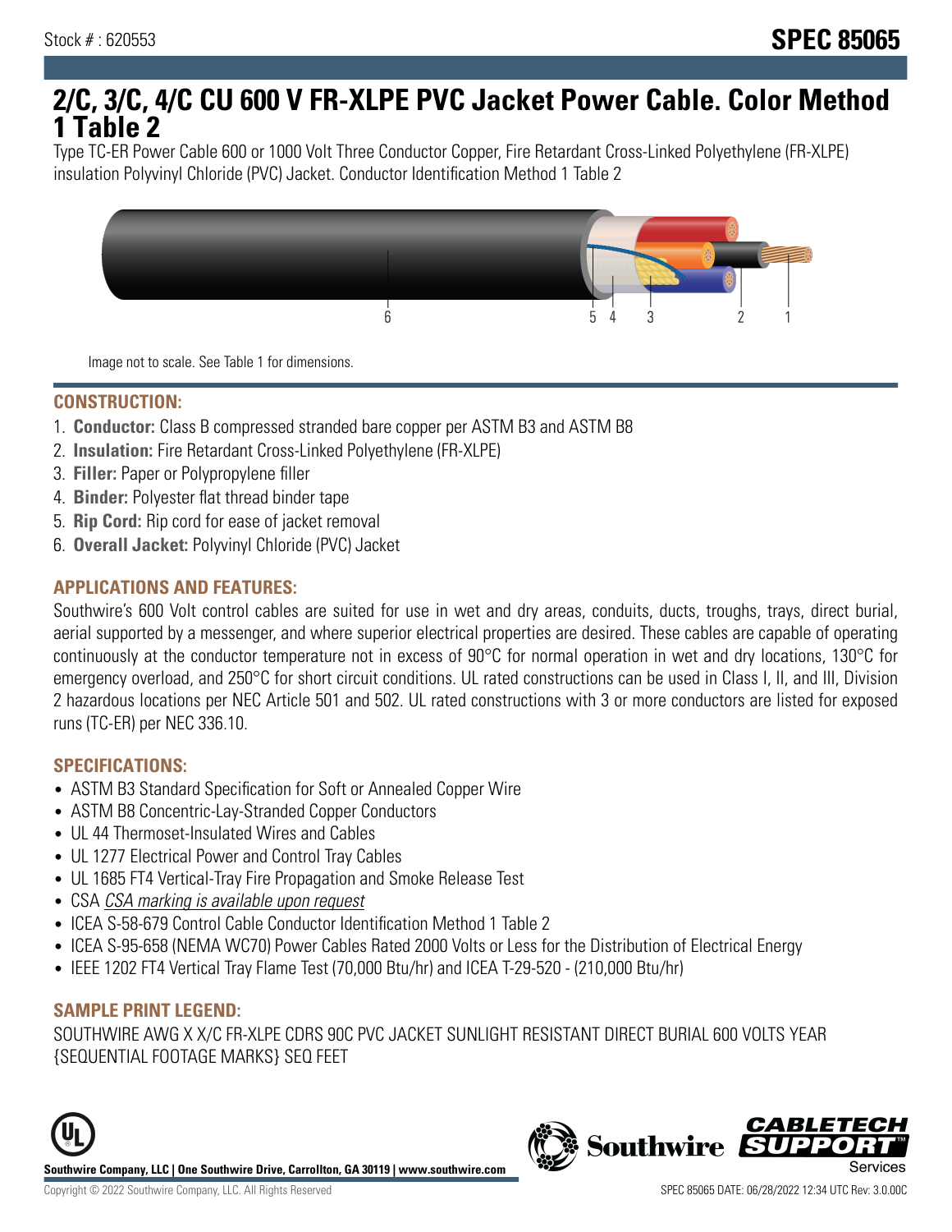Stock # : 620553

# SPEC 85065

## 2/C, 3/C, 4/C CU 600 V FR-XLPE PVC Jacket Power Cable. Color Method 1 Table 2

Type TC-ER Power Cable 600 or 1000 Volt Three Conductor Copper, Fire Retardant Cross-Linked Polyethylene (FR-XLPE) insulation Polyvinyl Chloride (PVC) Jacket. Conductor Identification Method 1 Table 2

Image not to scale. See Table 1 for dimensions.

### CONSTRUCTION:

1. **Conductor:** Class B compressed stranded bare copper per ASTM B3 and ASTM B8
2. **Insulation:** Fire Retardant Cross-Linked Polyethylene (FR-XLPE)
3. **Filler:** Paper or Polypropylene filler
4. **Binder:** Polyester flat thread binder tape
5. **Rip Cord:** Rip cord for ease of jacket removal
6. **Overall Jacket:** Polyvinyl Chloride (PVC) Jacket

### APPLICATIONS AND FEATURES:

Southwire's 600 Volt control cables are suited for use in wet and dry areas, conduits, ducts, troughs, trays, direct burial, aerial supported by a messenger, and where superior electrical properties are desired. These cables are capable of operating continuously at the conductor temperature not in excess of 90°C for normal operation in wet and dry locations, 130°C for emergency overload, and 250°C for short circuit conditions. UL rated constructions can be used in Class I, II, and III, Division 2 hazardous locations per NEC Article 501 and 502. UL rated constructions with 3 or more conductors are listed for exposed runs (TC-ER) per NEC 336.10.

### SPECIFICATIONS:

- ASTM B3 Standard Specification for Soft or Annealed Copper Wire
- ASTM B8 Concentric-Lay-Stranded Copper Conductors
- UL 44 Thermoset-Insulated Wires and Cables
- UL 1277 Electrical Power and Control Tray Cables
- UL 1685 FT4 Vertical-Tray Fire Propagation and Smoke Release Test
- CSA *CSA marking is available upon request*
- ICEA S-58-679 Control Cable Conductor Identification Method 1 Table 2
- ICEA S-95-658 (NEMA WC70) Power Cables Rated 2000 Volts or Less for the Distribution of Electrical Energy
- IEEE 1202 FT4 Vertical Tray Flame Test (70,000 Btu/hr) and ICEA T-29-520 - (210,000 Btu/hr)

### SAMPLE PRINT LEGEND:

SOUTHWIRE AWG X X/C FR-XLPE CDRS 90C PVC JACKET SUNLIGHT RESISTANT DIRECT BURIAL 600 VOLTS YEAR {SEQUENTIAL FOOTAGE MARKS} SEQ FEET

**Southwire Company, LLC | One Southwire Drive, Carrollton, GA 30119 | www.southwire.com**

Copyright © 2022 Southwire Company, LLC. All Rights Reserved

SPEC 85065 DATE: 06/28/2022 12:34 UTC Rev: 3.0.00C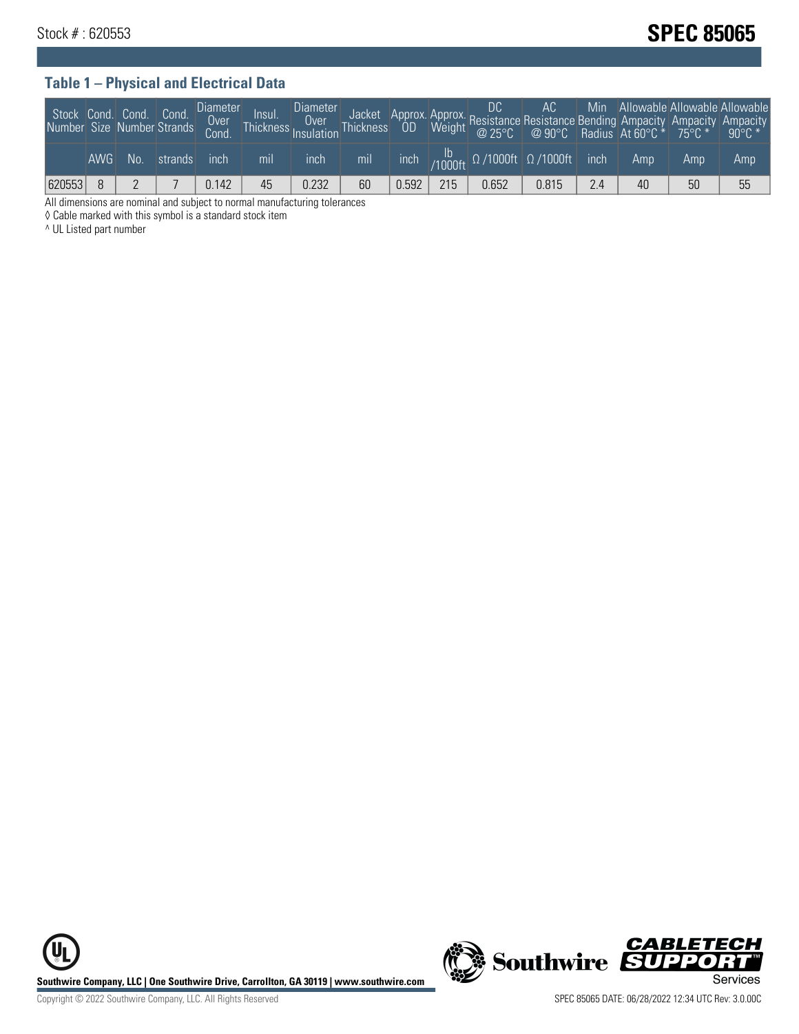### Table 1 – Physical and Electrical Data

| Stock Number | Cond. Size | Cond. Number | Cond. Strands | Diameter Over Cond. | Insul. Thickness | Diameter Over Insulation | Jacket Thickness | Approx. OD | Approx. Weight | DC Resistance @ 25°C | AC Resistance @ 90°C | Min Bending Radius | Allowable Ampacity At 60°C * | Allowable Ampacity 75°C * | Allowable Ampacity 90°C * |
|---|---|---|---|---|---|---|---|---|---|---|---|---|---|---|---|
| | AWG | No. | strands | inch | mil | inch | mil | inch | lb /1000ft | Ω /1000ft | Ω /1000ft | inch | Amp | Amp | Amp |
| 620553 | 8 | 2 | 7 | 0.142 | 45 | 0.232 | 60 | 0.592 | 215 | 0.652 | 0.815 | 2.4 | 40 | 50 | 55 |

All dimensions are nominal and subject to normal manufacturing tolerances

◊ Cable marked with this symbol is a standard stock item

^ UL Listed part number

**Southwire Company, LLC | One Southwire Drive, Carrollton, GA 30119 | www.southwire.com**

Copyright © 2022 Southwire Company, LLC. All Rights Reserved

SPEC 85065 DATE: 06/28/2022 12:34 UTC Rev: 3.0.00C